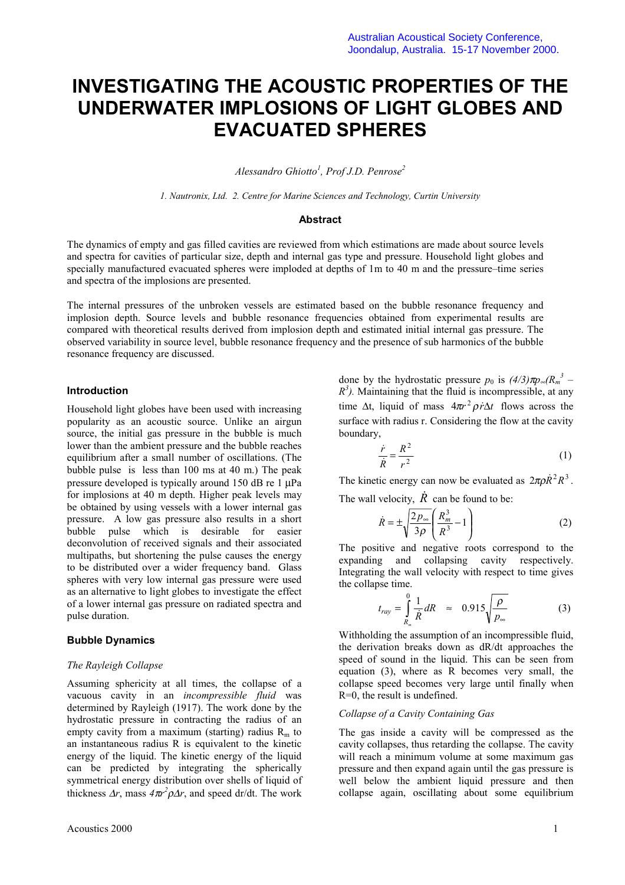Australian Acoustical Society Conference, Joondalup, Australia. 15-17 November 2000.

# INVESTIGATING THE ACOUSTIC PROPERTIES OF THE UNDERWATER IMPLOSIONS OF LIGHT GLOBES AND EVACUATED SPHERES

*Alessandro Ghiotto[1], Prof J.D. Penrose[2]*

*1. Nautronix, Ltd. 2. Centre for Marine Sciences and Technology, Curtin University*

### Abstract

The dynamics of empty and gas filled cavities are reviewed from which estimations are made about source levels and spectra for cavities of particular size, depth and internal gas type and pressure. Household light globes and specially manufactured evacuated spheres were imploded at depths of 1m to 40 m and the pressure–time series and spectra of the implosions are presented.

The internal pressures of the unbroken vessels are estimated based on the bubble resonance frequency and implosion depth. Source levels and bubble resonance frequencies obtained from experimental results are compared with theoretical results derived from implosion depth and estimated initial internal gas pressure. The observed variability in source level, bubble resonance frequency and the presence of sub harmonics of the bubble resonance frequency are discussed.

## Introduction

Household light globes have been used with increasing popularity as an acoustic source. Unlike an airgun source, the initial gas pressure in the bubble is much lower than the ambient pressure and the bubble reaches equilibrium after a small number of oscillations. (The bubble pulse is less than 100 ms at 40 m.) The peak pressure developed is typically around 150 dB re 1 μPa for implosions at 40 m depth. Higher peak levels may be obtained by using vessels with a lower internal gas pressure. A low gas pressure also results in a short bubble pulse which is desirable for easier deconvolution of received signals and their associated multipaths, but shortening the pulse causes the energy to be distributed over a wider frequency band. Glass spheres with very low internal gas pressure were used as an alternative to light globes to investigate the effect of a lower internal gas pressure on radiated spectra and pulse duration.

## Bubble Dynamics

### *The Rayleigh Collapse*

Assuming sphericity at all times, the collapse of a vacuous cavity in an *incompressible fluid* was determined by Rayleigh (1917). The work done by the hydrostatic pressure in contracting the radius of an empty cavity from a maximum (starting) radius $R_m$ to an instantaneous radius R is equivalent to the kinetic energy of the liquid. The kinetic energy of the liquid can be predicted by integrating the spherically symmetrical energy distribution over shells of liquid of thickness $\Delta r$, mass $4\pi r^2\rho\Delta r$, and speed dr/dt. The work done by the hydrostatic pressure $p_0$ is $(4/3)\pi p_\infty(R_m^3 - R^3)$. Maintaining that the fluid is incompressible, at any time $\Delta t$, liquid of mass $4\pi r^2\rho\dot{r}\Delta t$ flows across the surface with radius r. Considering the flow at the cavity boundary,

$$\frac{\dot{r}}{\dot{R}} = \frac{R^2}{r^2} \tag{1}$$

The kinetic energy can now be evaluated as $2\pi\rho\dot{R}^2R^3$.

The wall velocity, $\dot{R}$ can be found to be:

$$\dot{R} = \pm\sqrt{\frac{2p_\infty}{3\rho}\left(\frac{R_m^3}{R^3} - 1\right)} \tag{2}$$

The positive and negative roots correspond to the expanding and collapsing cavity respectively. Integrating the wall velocity with respect to time gives the collapse time.

$$t_{ray} = \int_{R_m}^{0} \frac{1}{\dot{R}}dR \approx 0.915\sqrt{\frac{\rho}{p_\infty}} \tag{3}$$

Withholding the assumption of an incompressible fluid, the derivation breaks down as dR/dt approaches the speed of sound in the liquid. This can be seen from equation (3), where as R becomes very small, the collapse speed becomes very large until finally when R=0, the result is undefined.

### *Collapse of a Cavity Containing Gas*

The gas inside a cavity will be compressed as the cavity collapses, thus retarding the collapse. The cavity will reach a minimum volume at some maximum gas pressure and then expand again until the gas pressure is well below the ambient liquid pressure and then collapse again, oscillating about some equilibrium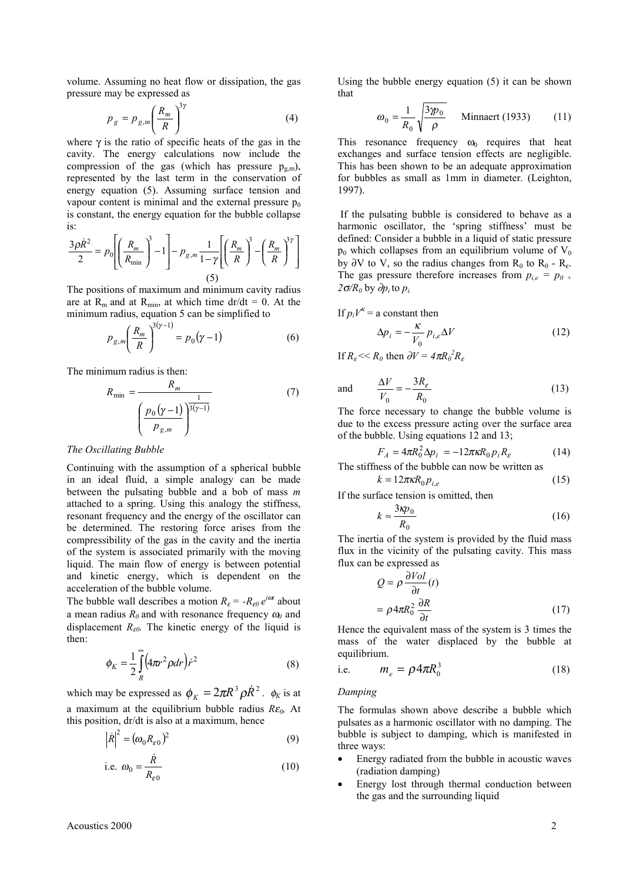volume. Assuming no heat flow or dissipation, the gas pressure may be expressed as

$$p_g = p_{g,m}\left(\frac{R_m}{R}\right)^{3\gamma} \tag{4}$$

where $\gamma$ is the ratio of specific heats of the gas in the cavity. The energy calculations now include the compression of the gas (which has pressure $p_{g,m}$), represented by the last term in the conservation of energy equation (5). Assuming surface tension and vapour content is minimal and the external pressure $p_0$ is constant, the energy equation for the bubble collapse is:

$$\frac{3\rho\dot{R}^2}{2} = p_0\left[\left(\frac{R_m}{R_{\min}}\right)^3 - 1\right] - p_{g,m}\frac{1}{1-\gamma}\left[\left(\frac{R_m}{R}\right)^3 - \left(\frac{R_m}{R}\right)^{3\gamma}\right] \tag{5}$$

The positions of maximum and minimum cavity radius are at $R_m$ and at $R_{min}$, at which time dr/dt = 0. At the minimum radius, equation 5 can be simplified to

$$p_{g,m}\left(\frac{R_m}{R}\right)^{3(\gamma-1)} = p_0(\gamma - 1) \tag{6}$$

The minimum radius is then:

$$R_{\min} = \frac{R_m}{\left(\frac{p_0(\gamma-1)}{p_{g,m}}\right)^{\frac{1}{3(\gamma-1)}}} \tag{7}$$

*The Oscillating Bubble*

Continuing with the assumption of a spherical bubble in an ideal fluid, a simple analogy can be made between the pulsating bubble and a bob of mass *m* attached to a spring. Using this analogy the stiffness, resonant frequency and the energy of the oscillator can be determined. The restoring force arises from the compressibility of the gas in the cavity and the inertia of the system is associated primarily with the moving liquid. The main flow of energy is between potential and kinetic energy, which is dependent on the acceleration of the bubble volume.

The bubble wall describes a motion $R_\varepsilon = -R_{\varepsilon 0}\, e^{i\omega t}$ about a mean radius $R_0$ and with resonance frequency $\omega_0$ and displacement $R_{\varepsilon 0}$. The kinetic energy of the liquid is then:

$$\phi_K = \frac{1}{2}\int_R^\infty \left(4\pi r^2 \rho dr\right)\dot{r}^2 \tag{8}$$

which may be expressed as $\phi_K = 2\pi R^3 \rho \dot{R}^2$. $\phi_K$ is at a maximum at the equilibrium bubble radius $R\varepsilon_0$. At this position, dr/dt is also at a maximum, hence

$$\left|\dot{R}\right|^2 = \left(\omega_0 R_{\varepsilon 0}\right)^2 \tag{9}$$

$$\text{i.e. } \omega_0 = \frac{\dot{R}}{R_{\varepsilon 0}} \tag{10}$$

Using the bubble energy equation (5) it can be shown that

$$\omega_0 = \frac{1}{R_0}\sqrt{\frac{3\gamma p_0}{\rho}} \qquad \text{Minnaert (1933)} \tag{11}$$

This resonance frequency $\omega_0$ requires that heat exchanges and surface tension effects are negligible. This has been shown to be an adequate approximation for bubbles as small as 1mm in diameter. (Leighton, 1997).

If the pulsating bubble is considered to behave as a harmonic oscillator, the 'spring stiffness' must be defined: Consider a bubble in a liquid of static pressure $p_0$ which collapses from an equilibrium volume of $V_0$ by $\partial V$ to V, so the radius changes from $R_0$ to $R_0 - R_\varepsilon$. The gas pressure therefore increases from $p_{i,e} = p_0 + 2\sigma/R_0$ by $\partial p_i$ to $p_i$.

If $p_i V^\kappa$ = a constant then

$$\Delta p_i = -\frac{\kappa}{V_0} p_{i,e}\Delta V \tag{12}$$

If $R_\varepsilon << R_0$ then $\partial V = 4\pi R_0^2 R_\varepsilon$

$$\text{and} \qquad \frac{\Delta V}{V_0} = -\frac{3R_\varepsilon}{R_0} \tag{13}$$

The force necessary to change the bubble volume is due to the excess pressure acting over the surface area of the bubble. Using equations 12 and 13;

$$F_A = 4\pi R_0^2 \Delta p_i = -12\pi\kappa R_0 p_i R_\varepsilon \tag{14}$$

The stiffness of the bubble can now be written as

$$k = 12\pi\kappa R_0 p_{i,e} \tag{15}$$

If the surface tension is omitted, then

$$k \approx \frac{3\kappa p_0}{R_0} \tag{16}$$

The inertia of the system is provided by the fluid mass flux in the vicinity of the pulsating cavity. This mass flux can be expressed as

$$Q = \rho\frac{\partial Vol}{\partial t}(t) = \rho 4\pi R_0^2 \frac{\partial R}{\partial t} \tag{17}$$

Hence the equivalent mass of the system is 3 times the mass of the water displaced by the bubble at equilibrium.

$$\text{i.e.} \qquad m_e = \rho 4\pi R_0^3 \tag{18}$$

*Damping*

The formulas shown above describe a bubble which pulsates as a harmonic oscillator with no damping. The bubble is subject to damping, which is manifested in three ways:

- Energy radiated from the bubble in acoustic waves (radiation damping)
- Energy lost through thermal conduction between the gas and the surrounding liquid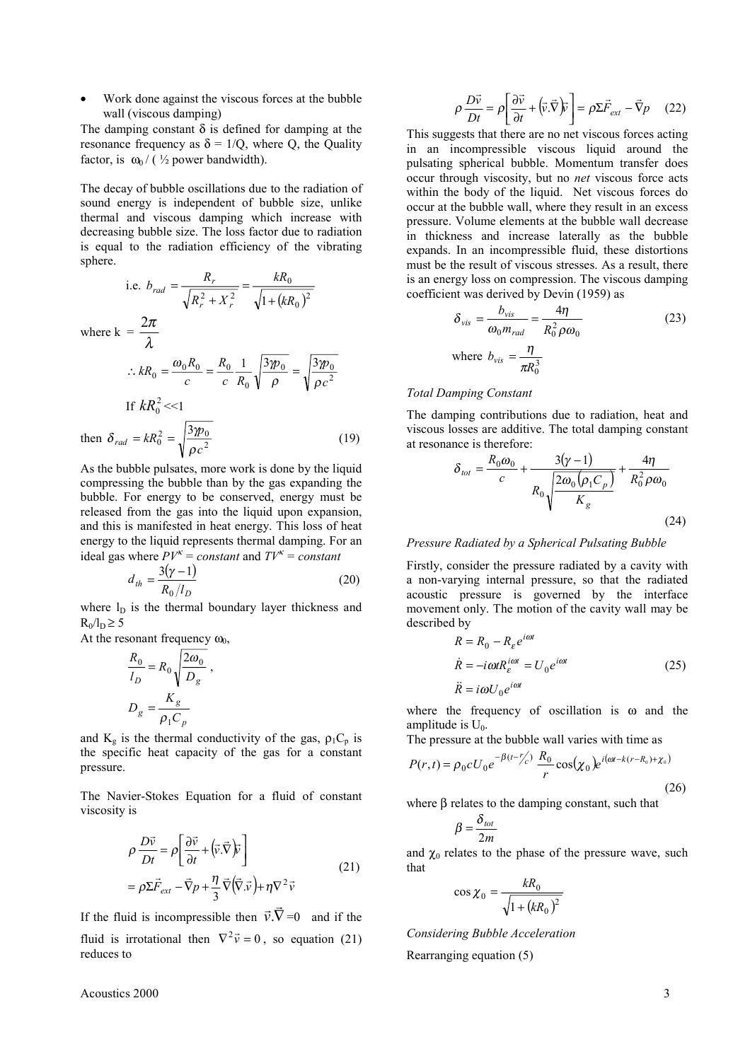- Work done against the viscous forces at the bubble wall (viscous damping)

The damping constant $\delta$ is defined for damping at the resonance frequency as $\delta = 1/Q$, where Q, the Quality factor, is $\omega_0$ / ( ½ power bandwidth).

The decay of bubble oscillations due to the radiation of sound energy is independent of bubble size, unlike thermal and viscous damping which increase with decreasing bubble size. The loss factor due to radiation is equal to the radiation efficiency of the vibrating sphere.

i.e. $$b_{rad} = \frac{R_r}{\sqrt{R_r^2 + X_r^2}} = \frac{kR_0}{\sqrt{1+(kR_0)^2}}$$

where $k = \dfrac{2\pi}{\lambda}$

$$\therefore kR_0 = \frac{\omega_0 R_0}{c} = \frac{R_0}{c}\frac{1}{R_0}\sqrt{\frac{3\gamma p_0}{\rho}} = \sqrt{\frac{3\gamma p_0}{\rho c^2}}$$

If $kR_0^2 \ll 1$

then $$\delta_{rad} = kR_0^2 = \sqrt{\frac{3\gamma p_0}{\rho c^2}} \tag{19}$$

As the bubble pulsates, more work is done by the liquid compressing the bubble than by the gas expanding the bubble. For energy to be conserved, energy must be released from the gas into the liquid upon expansion, and this is manifested in heat energy. This loss of heat energy to the liquid represents thermal damping. For an ideal gas where $PV^{\kappa} = constant$ and $TV^{\kappa} = constant$

$$d_{th} = \frac{3(\gamma - 1)}{R_0/l_D} \tag{20}$$

where $l_D$ is the thermal boundary layer thickness and $R_0/l_D \geq 5$

At the resonant frequency $\omega_0$,

$$\frac{R_0}{l_D} = R_0\sqrt{\frac{2\omega_0}{D_g}},$$

$$D_g = \frac{K_g}{\rho_1 C_p}$$

and $K_g$ is the thermal conductivity of the gas, $\rho_1 C_p$ is the specific heat capacity of the gas for a constant pressure.

The Navier-Stokes Equation for a fluid of constant viscosity is

$$\rho\frac{D\vec{v}}{Dt} = \rho\left[\frac{\partial \vec{v}}{\partial t} + (\vec{v}.\vec{\nabla})\vec{v}\right] = \rho\Sigma\vec{F}_{ext} - \vec{\nabla}p + \frac{\eta}{3}\vec{\nabla}(\vec{\nabla}.\vec{v}) + \eta\nabla^2\vec{v} \tag{21}$$

If the fluid is incompressible then $\vec{v}.\vec{\nabla} = 0$ and if the fluid is irrotational then $\nabla^2\vec{v} = 0$, so equation (21) reduces to

$$\rho\frac{D\vec{v}}{Dt} = \rho\left[\frac{\partial \vec{v}}{\partial t} + (\vec{v}.\vec{\nabla})\vec{v}\right] = \rho\Sigma\vec{F}_{ext} - \vec{\nabla}p \tag{22}$$

This suggests that there are no net viscous forces acting in an incompressible viscous liquid around the pulsating spherical bubble. Momentum transfer does occur through viscosity, but no *net* viscous force acts within the body of the liquid. Net viscous forces do occur at the bubble wall, where they result in an excess pressure. Volume elements at the bubble wall decrease in thickness and increase laterally as the bubble expands. In an incompressible fluid, these distortions must be the result of viscous stresses. As a result, there is an energy loss on compression. The viscous damping coefficient was derived by Devin (1959) as

$$\delta_{vis} = \frac{b_{vis}}{\omega_0 m_{rad}} = \frac{4\eta}{R_0^2\rho\omega_0} \tag{23}$$

where $b_{vis} = \dfrac{\eta}{\pi R_0^3}$

*Total Damping Constant*

The damping contributions due to radiation, heat and viscous losses are additive. The total damping constant at resonance is therefore:

$$\delta_{tot} = \frac{R_0\omega_0}{c} + \frac{3(\gamma-1)}{R_0\sqrt{\dfrac{2\omega_0(\rho_1 C_p)}{K_g}}} + \frac{4\eta}{R_0^2\rho\omega_0} \tag{24}$$

*Pressure Radiated by a Spherical Pulsating Bubble*

Firstly, consider the pressure radiated by a cavity with a non-varying internal pressure, so that the radiated acoustic pressure is governed by the interface movement only. The motion of the cavity wall may be described by

$$R = R_0 - R_\varepsilon e^{i\omega t}$$
$$\dot{R} = -i\omega t R_\varepsilon^{i\omega t} = U_0 e^{i\omega t} \tag{25}$$
$$\ddot{R} = i\omega U_0 e^{i\omega t}$$

where the frequency of oscillation is $\omega$ and the amplitude is $U_0$.

The pressure at the bubble wall varies with time as

$$P(r,t) = \rho_0 c U_0 e^{-\beta(t - r/c)}\frac{R_0}{r}\cos(\chi_0)e^{i(\omega t - k(r-R_0)+\chi_0)} \tag{26}$$

where $\beta$ relates to the damping constant, such that

$$\beta = \frac{\delta_{tot}}{2m}$$

and $\chi_0$ relates to the phase of the pressure wave, such that

$$\cos\chi_0 = \frac{kR_0}{\sqrt{1+(kR_0)^2}}$$

*Considering Bubble Acceleration*

Rearranging equation (5)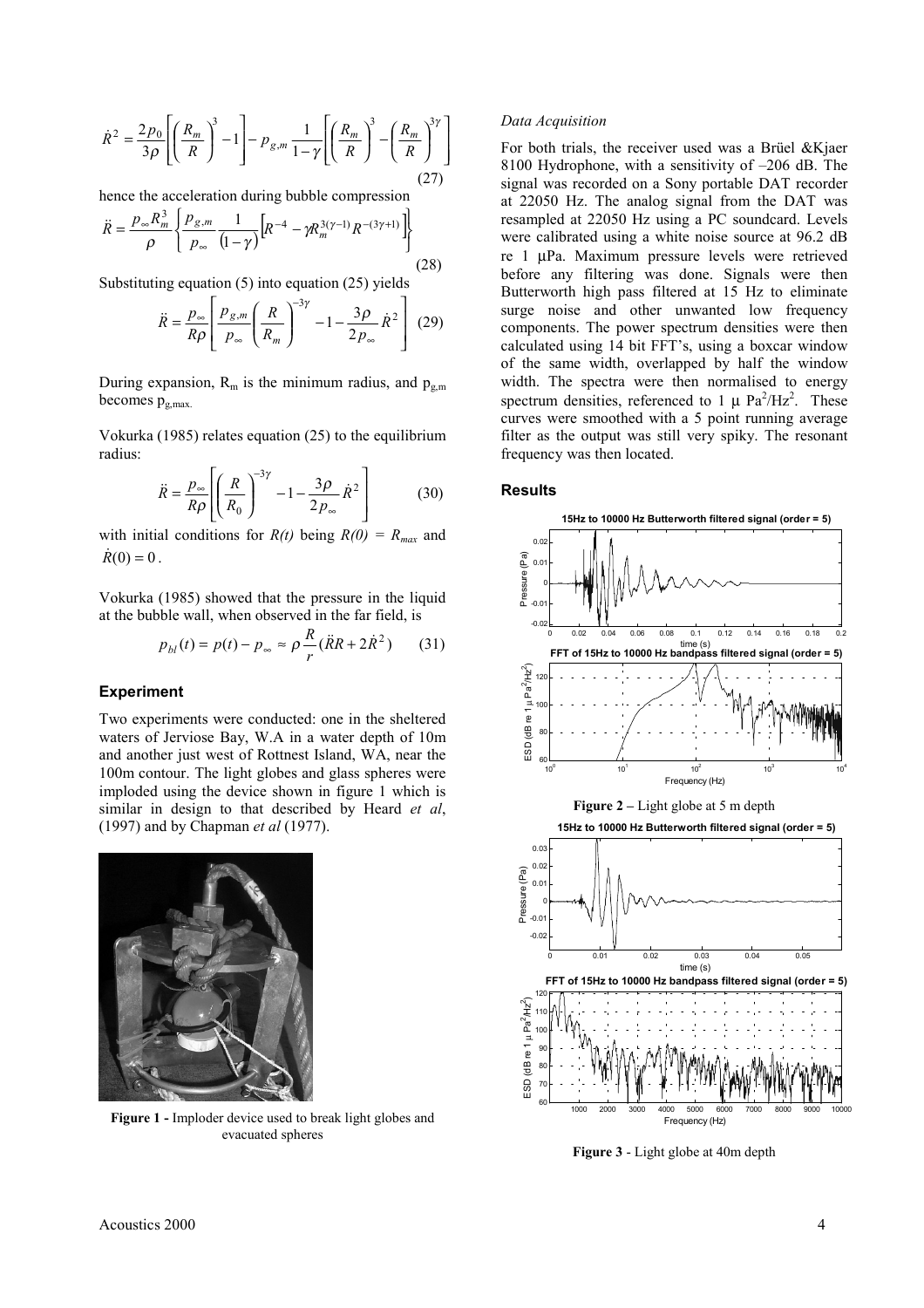$$\dot{R}^2 = \frac{2p_0}{3\rho}\left[\left(\frac{R_m}{R}\right)^3 - 1\right] - p_{g,m}\frac{1}{1-\gamma}\left[\left(\frac{R_m}{R}\right)^3 - \left(\frac{R_m}{R}\right)^{3\gamma}\right] \quad (27)$$

hence the acceleration during bubble compression

$$\ddot{R} = \frac{p_\infty R_m^3}{\rho}\left\{\frac{p_{g,m}}{p_\infty}\frac{1}{(1-\gamma)}\left[R^{-4} - \gamma R_m^{3(\gamma-1)} R^{-(3\gamma+1)}\right]\right\} \quad (28)$$

Substituting equation (5) into equation (25) yields

$$\ddot{R} = \frac{p_\infty}{R\rho}\left[\frac{p_{g,m}}{p_\infty}\left(\frac{R}{R_m}\right)^{-3\gamma} - 1 - \frac{3\rho}{2p_\infty}\dot{R}^2\right] \quad (29)$$

During expansion, $R_m$ is the minimum radius, and $p_{g,m}$ becomes $p_{g,max}$.

Vokurka (1985) relates equation (25) to the equilibrium radius:

$$\ddot{R} = \frac{p_\infty}{R\rho}\left[\left(\frac{R}{R_0}\right)^{-3\gamma} - 1 - \frac{3\rho}{2p_\infty}\dot{R}^2\right] \quad (30)$$

with initial conditions for $R(t)$ being $R(0) = R_{max}$ and $\dot{R}(0) = 0$.

Vokurka (1985) showed that the pressure in the liquid at the bubble wall, when observed in the far field, is

$$p_{bl}(t) = p(t) - p_\infty \approx \rho\frac{R}{r}(\ddot{R}R + 2\dot{R}^2) \quad (31)$$

## Experiment

Two experiments were conducted: one in the sheltered waters of Jerviose Bay, W.A in a water depth of 10m and another just west of Rottnest Island, WA, near the 100m contour. The light globes and glass spheres were imploded using the device shown in figure 1 which is similar in design to that described by Heard *et al*, (1997) and by Chapman *et al* (1977).

**Figure 1 -** Implorer device used to break light globes and evacuated spheres

### *Data Acquisition*

For both trials, the receiver used was a Brüel &Kjaer 8100 Hydrophone, with a sensitivity of –206 dB. The signal was recorded on a Sony portable DAT recorder at 22050 Hz. The analog signal from the DAT was resampled at 22050 Hz using a PC soundcard. Levels were calibrated using a white noise source at 96.2 dB re 1 μPa. Maximum pressure levels were retrieved before any filtering was done. Signals were then Butterworth high pass filtered at 15 Hz to eliminate surge noise and other unwanted low frequency components. The power spectrum densities were then calculated using 14 bit FFT's, using a boxcar window of the same width, overlapped by half the window width. The spectra were then normalised to energy spectrum densities, referenced to 1 μ $Pa^2/Hz^2$. These curves were smoothed with a 5 point running average filter as the output was still very spiky. The resonant frequency was then located.

## Results

**Figure 2 –** Light globe at 5 m depth

**Figure 3** - Light globe at 40m depth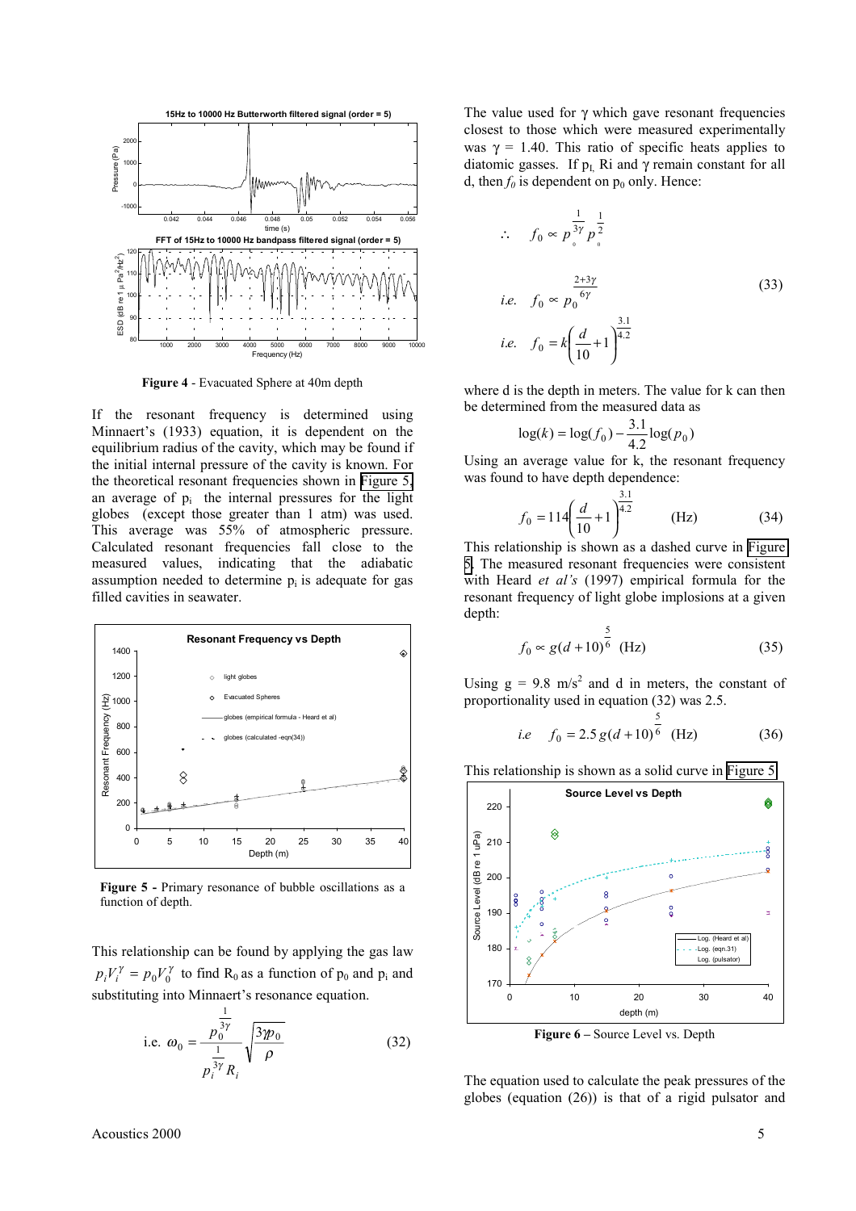**Figure 4** - Evacuated Sphere at 40m depth

If the resonant frequency is determined using Minnaert's (1933) equation, it is dependent on the equilibrium radius of the cavity, which may be found if the initial internal pressure of the cavity is known. For the theoretical resonant frequencies shown in Figure 5, an average of $p_i$ the internal pressures for the light globes (except those greater than 1 atm) was used. This average was 55% of atmospheric pressure. Calculated resonant frequencies fall close to the measured values, indicating that the adiabatic assumption needed to determine $p_i$ is adequate for gas filled cavities in seawater.

**Figure 5** - Primary resonance of bubble oscillations as a function of depth.

This relationship can be found by applying the gas law $p_i V_i^{\gamma} = p_0 V_0^{\gamma}$ to find $R_0$ as a function of $p_0$ and $p_i$ and substituting into Minnaert's resonance equation.

$$\text{i.e. } \omega_0 = \frac{p_0^{\frac{1}{3\gamma}}}{p_i^{\frac{1}{3\gamma}} R_i} \sqrt{\frac{3\gamma p_0}{\rho}} \qquad (32)$$

The value used for $\gamma$ which gave resonant frequencies closest to those which were measured experimentally was $\gamma = 1.40$. This ratio of specific heats applies to diatomic gasses. If $p_L$, Ri and $\gamma$ remain constant for all d, then $f_0$ is dependent on $p_0$ only. Hence:

$$\therefore \quad f_0 \propto p_0^{\frac{1}{3\gamma}} p_0^{\frac{1}{2}}$$

$$\text{i.e.} \quad f_0 \propto p_0^{\frac{2+3\gamma}{6\gamma}} \qquad (33)$$

$$\text{i.e.} \quad f_0 = k\left(\frac{d}{10}+1\right)^{\frac{3.1}{4.2}}$$

where d is the depth in meters. The value for k can then be determined from the measured data as

$$\log(k) = \log(f_0) - \frac{3.1}{4.2}\log(p_0)$$

Using an average value for k, the resonant frequency was found to have depth dependence:

$$f_0 = 114\left(\frac{d}{10}+1\right)^{\frac{3.1}{4.2}} \quad \text{(Hz)} \qquad (34)$$

This relationship is shown as a dashed curve in Figure 5. The measured resonant frequencies were consistent with Heard *et al's* (1997) empirical formula for the resonant frequency of light globe implosions at a given depth:

$$f_0 \propto g(d+10)^{\frac{5}{6}} \quad \text{(Hz)} \qquad (35)$$

Using $g = 9.8$ m/s$^2$ and d in meters, the constant of proportionality used in equation (32) was 2.5.

$$\text{i.e} \quad f_0 = 2.5\,g(d+10)^{\frac{5}{6}} \quad \text{(Hz)} \qquad (36)$$

This relationship is shown as a solid curve in Figure 5.

**Figure 6** – Source Level vs. Depth

The equation used to calculate the peak pressures of the globes (equation (26)) is that of a rigid pulsator and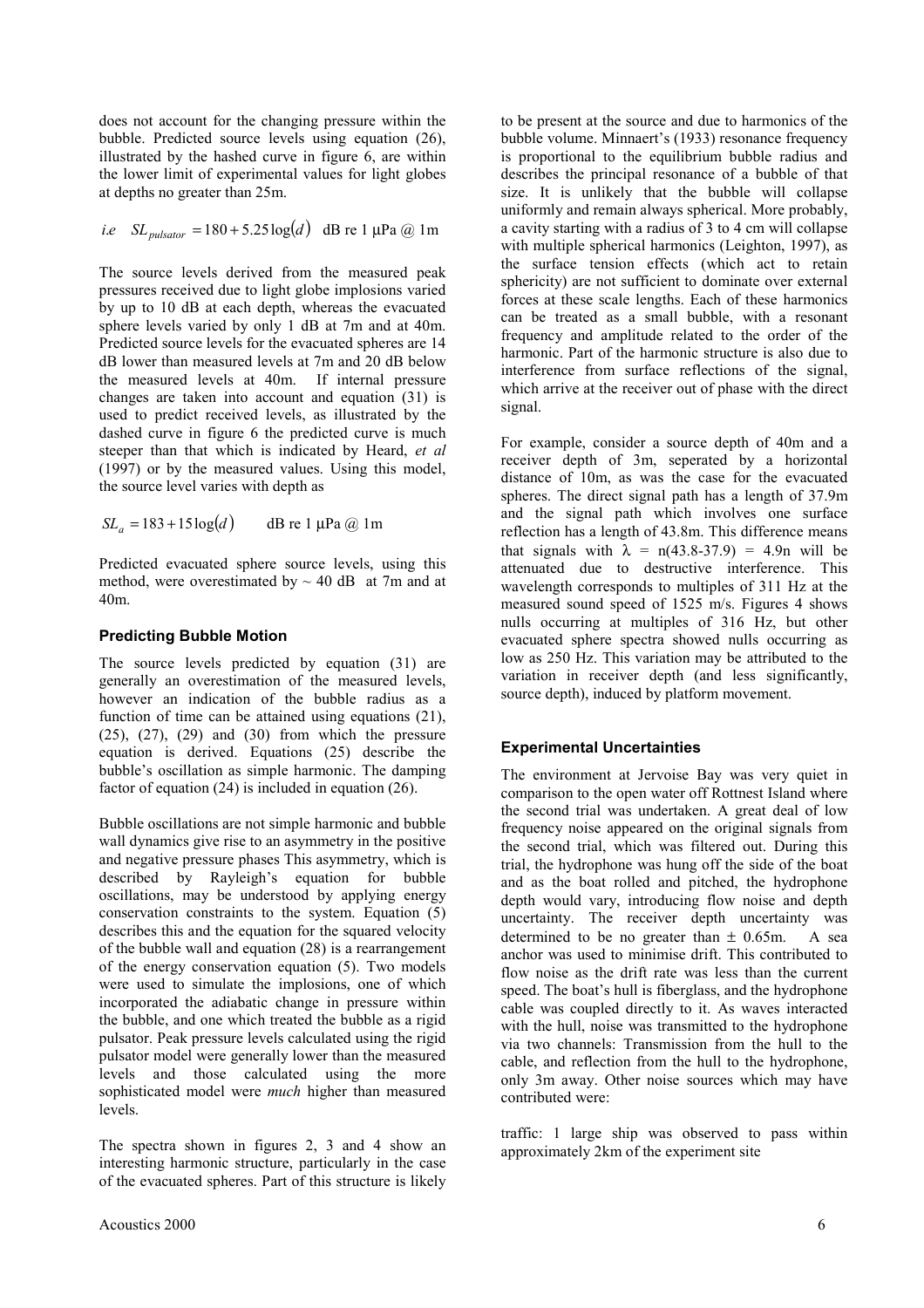does not account for the changing pressure within the bubble. Predicted source levels using equation (26), illustrated by the hashed curve in figure 6, are within the lower limit of experimental values for light globes at depths no greater than 25m.

$$i.e \quad SL_{pulsator} = 180 + 5.25\log(d) \quad \text{dB re 1 μPa @ 1m}$$

The source levels derived from the measured peak pressures received due to light globe implosions varied by up to 10 dB at each depth, whereas the evacuated sphere levels varied by only 1 dB at 7m and at 40m. Predicted source levels for the evacuated spheres are 14 dB lower than measured levels at 7m and 20 dB below the measured levels at 40m. If internal pressure changes are taken into account and equation (31) is used to predict received levels, as illustrated by the dashed curve in figure 6 the predicted curve is much steeper than that which is indicated by Heard, *et al* (1997) or by the measured values. Using this model, the source level varies with depth as

$$SL_a = 183 + 15\log(d) \qquad \text{dB re 1 μPa @ 1m}$$

Predicted evacuated sphere source levels, using this method, were overestimated by ~ 40 dB at 7m and at 40m.

### Predicting Bubble Motion

The source levels predicted by equation (31) are generally an overestimation of the measured levels, however an indication of the bubble radius as a function of time can be attained using equations (21), (25), (27), (29) and (30) from which the pressure equation is derived. Equations (25) describe the bubble's oscillation as simple harmonic. The damping factor of equation (24) is included in equation (26).

Bubble oscillations are not simple harmonic and bubble wall dynamics give rise to an asymmetry in the positive and negative pressure phases This asymmetry, which is described by Rayleigh's equation for bubble oscillations, may be understood by applying energy conservation constraints to the system. Equation (5) describes this and the equation for the squared velocity of the bubble wall and equation (28) is a rearrangement of the energy conservation equation (5). Two models were used to simulate the implosions, one of which incorporated the adiabatic change in pressure within the bubble, and one which treated the bubble as a rigid pulsator. Peak pressure levels calculated using the rigid pulsator model were generally lower than the measured levels and those calculated using the more sophisticated model were *much* higher than measured levels.

The spectra shown in figures 2, 3 and 4 show an interesting harmonic structure, particularly in the case of the evacuated spheres. Part of this structure is likely to be present at the source and due to harmonics of the bubble volume. Minnaert's (1933) resonance frequency is proportional to the equilibrium bubble radius and describes the principal resonance of a bubble of that size. It is unlikely that the bubble will collapse uniformly and remain always spherical. More probably, a cavity starting with a radius of 3 to 4 cm will collapse with multiple spherical harmonics (Leighton, 1997), as the surface tension effects (which act to retain sphericity) are not sufficient to dominate over external forces at these scale lengths. Each of these harmonics can be treated as a small bubble, with a resonant frequency and amplitude related to the order of the harmonic. Part of the harmonic structure is also due to interference from surface reflections of the signal, which arrive at the receiver out of phase with the direct signal.

For example, consider a source depth of 40m and a receiver depth of 3m, seperated by a horizontal distance of 10m, as was the case for the evacuated spheres. The direct signal path has a length of 37.9m and the signal path which involves one surface reflection has a length of 43.8m. This difference means that signals with $\lambda$ = n(43.8-37.9) = 4.9n will be attenuated due to destructive interference. This wavelength corresponds to multiples of 311 Hz at the measured sound speed of 1525 m/s. Figures 4 shows nulls occurring at multiples of 316 Hz, but other evacuated sphere spectra showed nulls occurring as low as 250 Hz. This variation may be attributed to the variation in receiver depth (and less significantly, source depth), induced by platform movement.

### Experimental Uncertainties

The environment at Jervoise Bay was very quiet in comparison to the open water off Rottnest Island where the second trial was undertaken. A great deal of low frequency noise appeared on the original signals from the second trial, which was filtered out. During this trial, the hydrophone was hung off the side of the boat and as the boat rolled and pitched, the hydrophone depth would vary, introducing flow noise and depth uncertainty. The receiver depth uncertainty was determined to be no greater than ± 0.65m. A sea anchor was used to minimise drift. This contributed to flow noise as the drift rate was less than the current speed. The boat's hull is fiberglass, and the hydrophone cable was coupled directly to it. As waves interacted with the hull, noise was transmitted to the hydrophone via two channels: Transmission from the hull to the cable, and reflection from the hull to the hydrophone, only 3m away. Other noise sources which may have contributed were:

traffic: 1 large ship was observed to pass within approximately 2km of the experiment site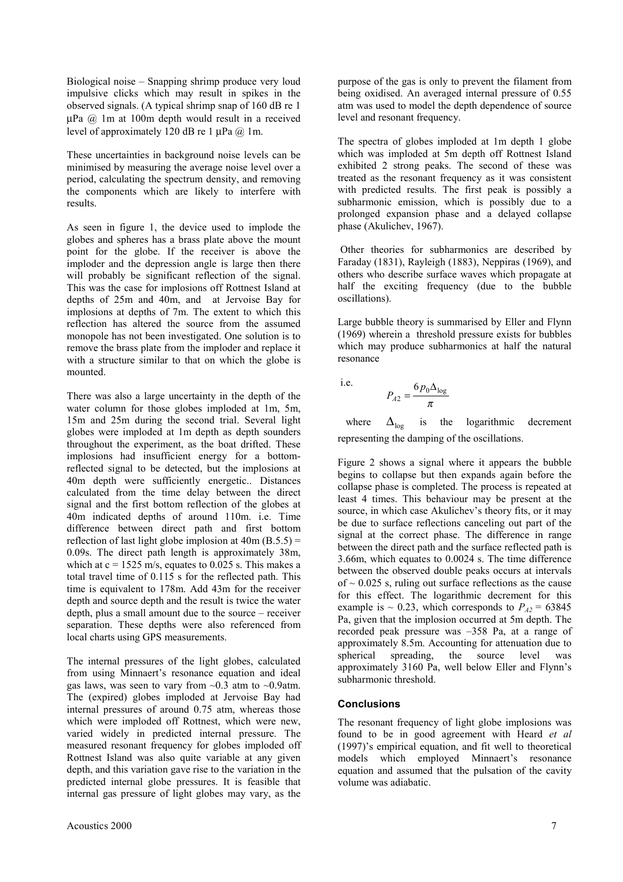Biological noise – Snapping shrimp produce very loud impulsive clicks which may result in spikes in the observed signals. (A typical shrimp snap of 160 dB re 1 μPa @ 1m at 100m depth would result in a received level of approximately 120 dB re 1 μPa @ 1m.

These uncertainties in background noise levels can be minimised by measuring the average noise level over a period, calculating the spectrum density, and removing the components which are likely to interfere with results.

As seen in figure 1, the device used to implode the globes and spheres has a brass plate above the mount point for the globe. If the receiver is above the imploder and the depression angle is large then there will probably be significant reflection of the signal. This was the case for implosions off Rottnest Island at depths of 25m and 40m, and at Jervoise Bay for implosions at depths of 7m. The extent to which this reflection has altered the source from the assumed monopole has not been investigated. One solution is to remove the brass plate from the imploder and replace it with a structure similar to that on which the globe is mounted.

There was also a large uncertainty in the depth of the water column for those globes imploded at 1m, 5m, 15m and 25m during the second trial. Several light globes were imploded at 1m depth as depth sounders throughout the experiment, as the boat drifted. These implosions had insufficient energy for a bottom-reflected signal to be detected, but the implosions at 40m depth were sufficiently energetic.. Distances calculated from the time delay between the direct signal and the first bottom reflection of the globes at 40m indicated depths of around 110m. i.e. Time difference between direct path and first bottom reflection of last light globe implosion at 40m (B.5.5) = 0.09s. The direct path length is approximately 38m, which at c = 1525 m/s, equates to 0.025 s. This makes a total travel time of 0.115 s for the reflected path. This time is equivalent to 178m. Add 43m for the receiver depth and source depth and the result is twice the water depth, plus a small amount due to the source – receiver separation. These depths were also referenced from local charts using GPS measurements.

The internal pressures of the light globes, calculated from using Minnaert's resonance equation and ideal gas laws, was seen to vary from ~0.3 atm to ~0.9atm. The (expired) globes imploded at Jervoise Bay had internal pressures of around 0.75 atm, whereas those which were imploded off Rottnest, which were new, varied widely in predicted internal pressure. The measured resonant frequency for globes imploded off Rottnest Island was also quite variable at any given depth, and this variation gave rise to the variation in the predicted internal globe pressures. It is feasible that internal gas pressure of light globes may vary, as the purpose of the gas is only to prevent the filament from being oxidised. An averaged internal pressure of 0.55 atm was used to model the depth dependence of source level and resonant frequency.

The spectra of globes imploded at 1m depth 1 globe which was imploded at 5m depth off Rottnest Island exhibited 2 strong peaks. The second of these was treated as the resonant frequency as it was consistent with predicted results. The first peak is possibly a subharmonic emission, which is possibly due to a prolonged expansion phase and a delayed collapse phase (Akulichev, 1967).

Other theories for subharmonics are described by Faraday (1831), Rayleigh (1883), Neppiras (1969), and others who describe surface waves which propagate at half the exciting frequency (due to the bubble oscillations).

Large bubble theory is summarised by Eller and Flynn (1969) wherein a threshold pressure exists for bubbles which may produce subharmonics at half the natural resonance

i.e.

$$P_{A2} = \frac{6 p_0 \Delta_{\log}}{\pi}$$

where $\Delta_{\log}$ is the logarithmic decrement representing the damping of the oscillations.

Figure 2 shows a signal where it appears the bubble begins to collapse but then expands again before the collapse phase is completed. The process is repeated at least 4 times. This behaviour may be present at the source, in which case Akulichev's theory fits, or it may be due to surface reflections canceling out part of the signal at the correct phase. The difference in range between the direct path and the surface reflected path is 3.66m, which equates to 0.0024 s. The time difference between the observed double peaks occurs at intervals of ~ 0.025 s, ruling out surface reflections as the cause for this effect. The logarithmic decrement for this example is ~ 0.23, which corresponds to $P_{A2}$ = 63845 Pa, given that the implosion occurred at 5m depth. The recorded peak pressure was –358 Pa, at a range of approximately 8.5m. Accounting for attenuation due to spherical spreading, the source level was approximately 3160 Pa, well below Eller and Flynn's subharmonic threshold.

### Conclusions

The resonant frequency of light globe implosions was found to be in good agreement with Heard *et al* (1997)'s empirical equation, and fit well to theoretical models which employed Minnaert's resonance equation and assumed that the pulsation of the cavity volume was adiabatic.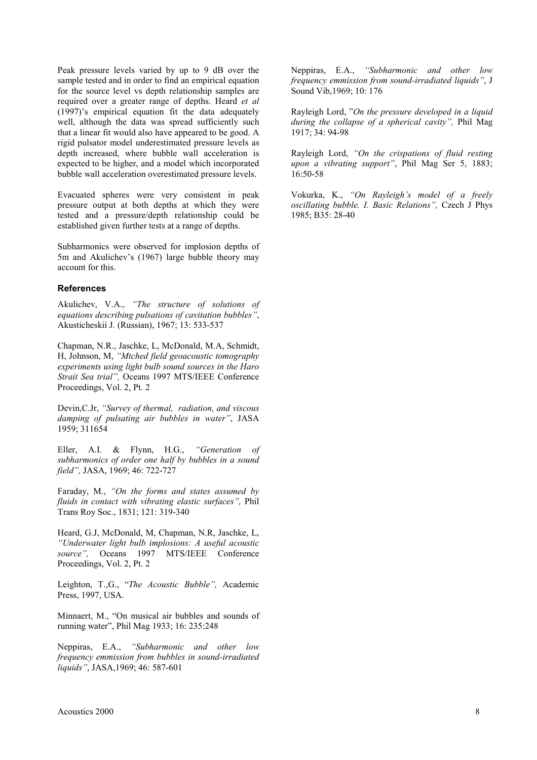Peak pressure levels varied by up to 9 dB over the sample tested and in order to find an empirical equation for the source level vs depth relationship samples are required over a greater range of depths. Heard *et al* (1997)'s empirical equation fit the data adequately well, although the data was spread sufficiently such that a linear fit would also have appeared to be good. A rigid pulsator model underestimated pressure levels as depth increased, where bubble wall acceleration is expected to be higher, and a model which incorporated bubble wall acceleration overestimated pressure levels.

Evacuated spheres were very consistent in peak pressure output at both depths at which they were tested and a pressure/depth relationship could be established given further tests at a range of depths.

Subharmonics were observed for implosion depths of 5m and Akulichev's (1967) large bubble theory may account for this.

### References

Akulichev, V.A., *"The structure of solutions of equations describing pulsations of cavitation bubbles"*, Akusticheskii J. (Russian), 1967; 13: 533-537

Chapman, N.R., Jaschke, L, McDonald, M.A, Schmidt, H, Johnson, M, *"Mtched field geoacoustic tomography experiments using light bulb sound sources in the Haro Strait Sea trial",* Oceans 1997 MTS/IEEE Conference Proceedings, Vol. 2, Pt. 2

Devin,C.Jr, *"Survey of thermal, radiation, and viscous damping of pulsating air bubbles in water"*, JASA 1959; 311654

Eller, A.I. & Flynn, H.G., *"Generation of subharmonics of order one half by bubbles in a sound field",* JASA, 1969; 46: 722-727

Faraday, M., *"On the forms and states assumed by fluids in contact with vibrating elastic surfaces",* Phil Trans Roy Soc., 1831; 121: 319-340

Heard, G.J, McDonald, M, Chapman, N.R, Jaschke, L, *"Underwater light bulb implosions: A useful acoustic source",* Oceans 1997 MTS/IEEE Conference Proceedings, Vol. 2, Pt. 2

Leighton, T.,G., "*The Acoustic Bubble",* Academic Press, 1997, USA.

Minnaert, M., "On musical air bubbles and sounds of running water", Phil Mag 1933; 16: 235:248

Neppiras, E.A., *"Subharmonic and other low frequency emmission from bubbles in sound-irradiated liquids"*, JASA,1969; 46: 587-601

Neppiras, E.A., *"Subharmonic and other low frequency emmission from sound-irradiated liquids"*, J Sound Vib,1969; 10: 176

Rayleigh Lord, "*On the pressure developed in a liquid during the collapse of a spherical cavity",* Phil Mag 1917; 34: 94-98

Rayleigh Lord, *"On the crispations of fluid resting upon a vibrating support"*, Phil Mag Ser 5, 1883; 16:50-58

Vokurka, K., *"On Rayleigh's model of a freely oscillating bubble. I. Basic Relations",* Czech J Phys 1985; B35: 28-40